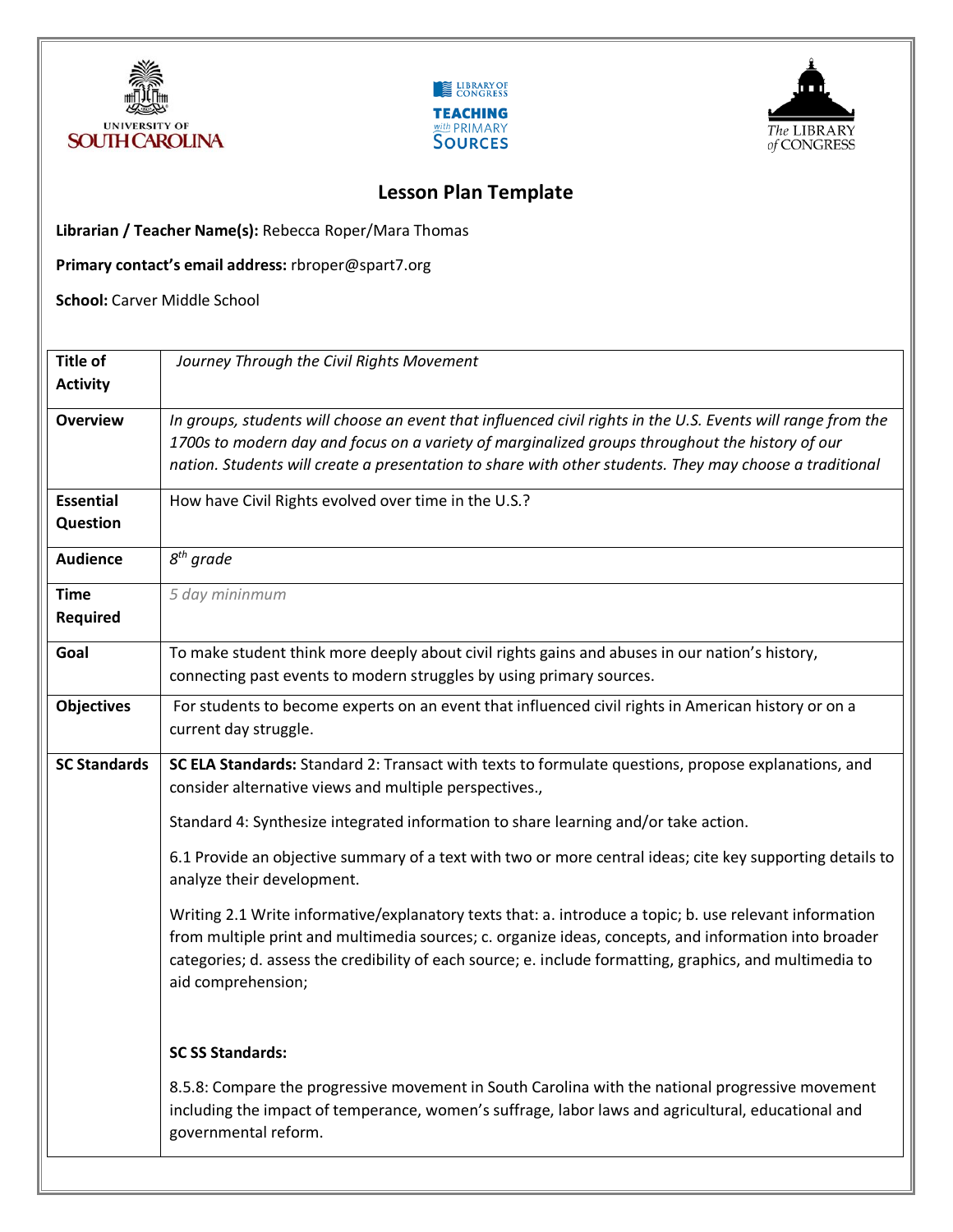# Lesson Plan Template

**Librarian / Teacher Name(s):** Rebecca Roper/Mara Thomas

**Primary contact's email address:** rbroper@spart7.org

**School:** Carver Middle School

| | |
|---|---|
| **Title of Activity** | *Journey Through the Civil Rights Movement* |
| **Overview** | *In groups, students will choose an event that influenced civil rights in the U.S. Events will range from the 1700s to modern day and focus on a variety of marginalized groups throughout the history of our nation. Students will create a presentation to share with other students. They may choose a traditional* |
| **Essential Question** | How have Civil Rights evolved over time in the U.S.? |
| **Audience** | *8th grade* |
| **Time Required** | *5 day mininmum* |
| **Goal** | To make student think more deeply about civil rights gains and abuses in our nation's history, connecting past events to modern struggles by using primary sources. |
| **Objectives** | For students to become experts on an event that influenced civil rights in American history or on a current day struggle. |
| **SC Standards** | **SC ELA Standards:** Standard 2: Transact with texts to formulate questions, propose explanations, and consider alternative views and multiple perspectives.,<br><br>Standard 4: Synthesize integrated information to share learning and/or take action.<br><br>6.1 Provide an objective summary of a text with two or more central ideas; cite key supporting details to analyze their development.<br><br>Writing 2.1 Write informative/explanatory texts that: a. introduce a topic; b. use relevant information from multiple print and multimedia sources; c. organize ideas, concepts, and information into broader categories; d. assess the credibility of each source; e. include formatting, graphics, and multimedia to aid comprehension;<br><br>**SC SS Standards:**<br><br>8.5.8: Compare the progressive movement in South Carolina with the national progressive movement including the impact of temperance, women's suffrage, labor laws and agricultural, educational and governmental reform. |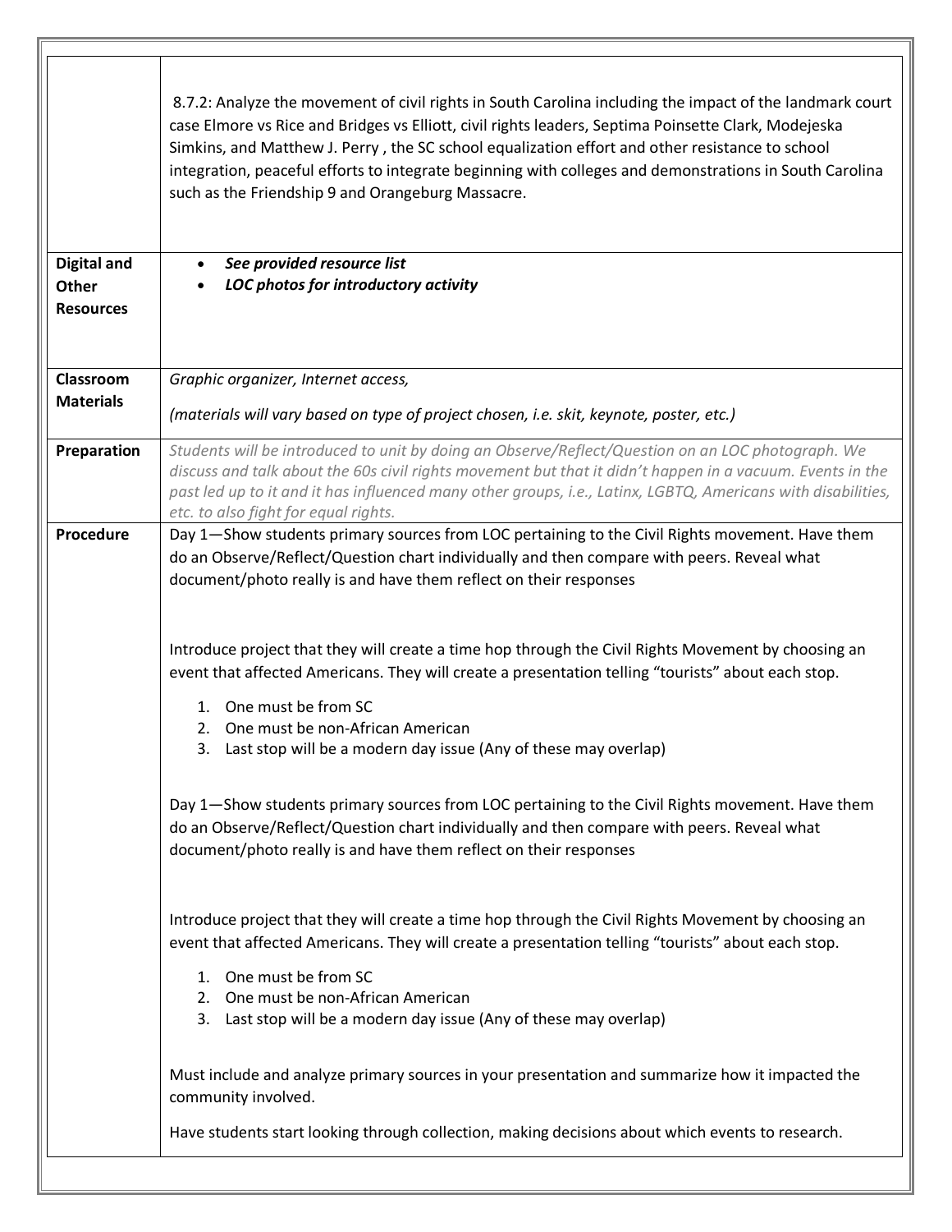| | |
|---|---|
| | 8.7.2: Analyze the movement of civil rights in South Carolina including the impact of the landmark court case Elmore vs Rice and Bridges vs Elliott, civil rights leaders, Septima Poinsette Clark, Modejeska Simkins, and Matthew J. Perry , the SC school equalization effort and other resistance to school integration, peaceful efforts to integrate beginning with colleges and demonstrations in South Carolina such as the Friendship 9 and Orangeburg Massacre. |
| **Digital and Other Resources** | • ***See provided resource list***<br>• ***LOC photos for introductory activity*** |
| **Classroom Materials** | *Graphic organizer, Internet access,*<br><br>*(materials will vary based on type of project chosen, i.e. skit, keynote, poster, etc.)* |
| **Preparation** | *Students will be introduced to unit by doing an Observe/Reflect/Question on an LOC photograph. We discuss and talk about the 60s civil rights movement but that it didn't happen in a vacuum. Events in the past led up to it and it has influenced many other groups, i.e., Latinx, LGBTQ, Americans with disabilities, etc. to also fight for equal rights.* |
| **Procedure** | Day 1—Show students primary sources from LOC pertaining to the Civil Rights movement. Have them do an Observe/Reflect/Question chart individually and then compare with peers. Reveal what document/photo really is and have them reflect on their responses<br><br>Introduce project that they will create a time hop through the Civil Rights Movement by choosing an event that affected Americans. They will create a presentation telling "tourists" about each stop.<br>1. One must be from SC<br>2. One must be non-African American<br>3. Last stop will be a modern day issue (Any of these may overlap)<br><br>Day 1—Show students primary sources from LOC pertaining to the Civil Rights movement. Have them do an Observe/Reflect/Question chart individually and then compare with peers. Reveal what document/photo really is and have them reflect on their responses<br><br>Introduce project that they will create a time hop through the Civil Rights Movement by choosing an event that affected Americans. They will create a presentation telling "tourists" about each stop.<br>1. One must be from SC<br>2. One must be non-African American<br>3. Last stop will be a modern day issue (Any of these may overlap)<br><br>Must include and analyze primary sources in your presentation and summarize how it impacted the community involved.<br><br>Have students start looking through collection, making decisions about which events to research. |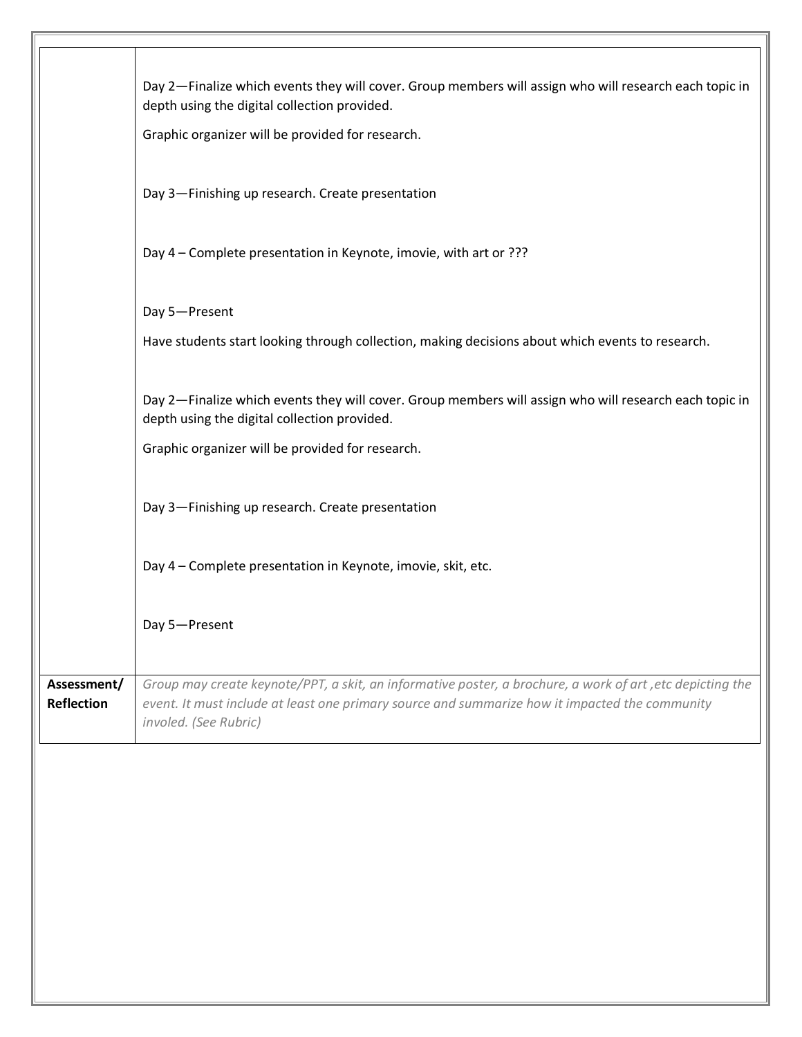| | |
|---|---|
| | Day 2—Finalize which events they will cover. Group members will assign who will research each topic in depth using the digital collection provided.<br><br>Graphic organizer will be provided for research.<br><br>Day 3—Finishing up research. Create presentation<br><br>Day 4 – Complete presentation in Keynote, imovie, with art or ???<br><br>Day 5—Present<br><br>Have students start looking through collection, making decisions about which events to research.<br><br>Day 2—Finalize which events they will cover. Group members will assign who will research each topic in depth using the digital collection provided.<br><br>Graphic organizer will be provided for research.<br><br>Day 3—Finishing up research. Create presentation<br><br>Day 4 – Complete presentation in Keynote, imovie, skit, etc.<br><br>Day 5—Present |
| **Assessment/ Reflection** | *Group may create keynote/PPT, a skit, an informative poster, a brochure, a work of art ,etc depicting the event. It must include at least one primary source and summarize how it impacted the community involed. (See Rubric)* |